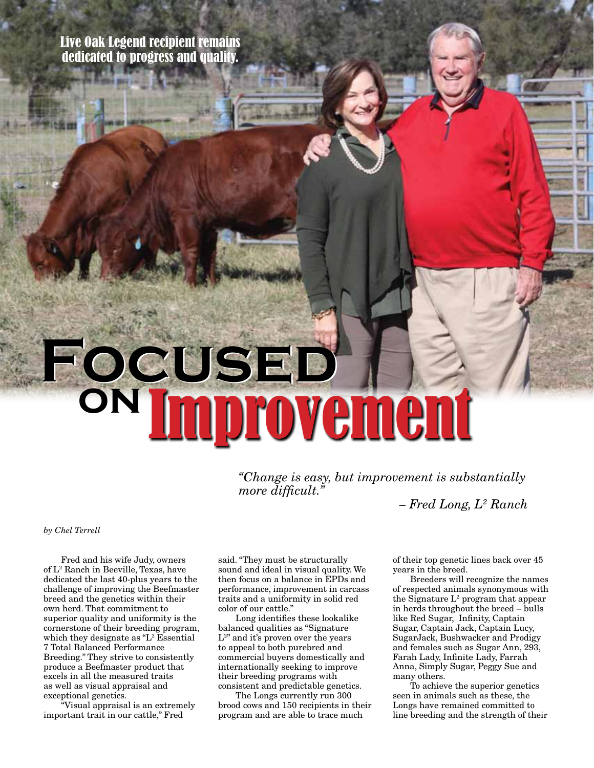Live Oak Legend recipient remains dedicated to progress and quality.

# Focused on Improvement

*"Change is easy, but improvement is substantially more difficult."*

*– Fred Long, L² Ranch*

*by Chel Terrell*

Fred and his wife Judy, owners of L² Ranch in Beeville, Texas, have dedicated the last 40-plus years to the challenge of improving the Beefmaster breed and the genetics within their own herd. That commitment to superior quality and uniformity is the cornerstone of their breeding program, which they designate as "L² Essential 7 Total Balanced Performance Breeding." They strive to consistently produce a Beefmaster product that excels in all the measured traits as well as visual appraisal and exceptional genetics.

"Visual appraisal is an extremely important trait in our cattle," Fred said. "They must be structurally sound and ideal in visual quality. We then focus on a balance in EPDs and performance, improvement in carcass traits and a uniformity in solid red color of our cattle."

Long identifies these lookalike balanced qualities as "Signature L²" and it's proven over the years to appeal to both purebred and commercial buyers domestically and internationally seeking to improve their breeding programs with consistent and predictable genetics.

The Longs currently run 300 brood cows and 150 recipients in their program and are able to trace much of their top genetic lines back over 45 years in the breed.

Breeders will recognize the names of respected animals synonymous with the Signature L² program that appear in herds throughout the breed – bulls like Red Sugar, Infinity, Captain Sugar, Captain Jack, Captain Lucy, SugarJack, Bushwacker and Prodigy and females such as Sugar Ann, 293, Farah Lady, Infinite Lady, Farrah Anna, Simply Sugar, Peggy Sue and many others.

To achieve the superior genetics seen in animals such as these, the Longs have remained committed to line breeding and the strength of their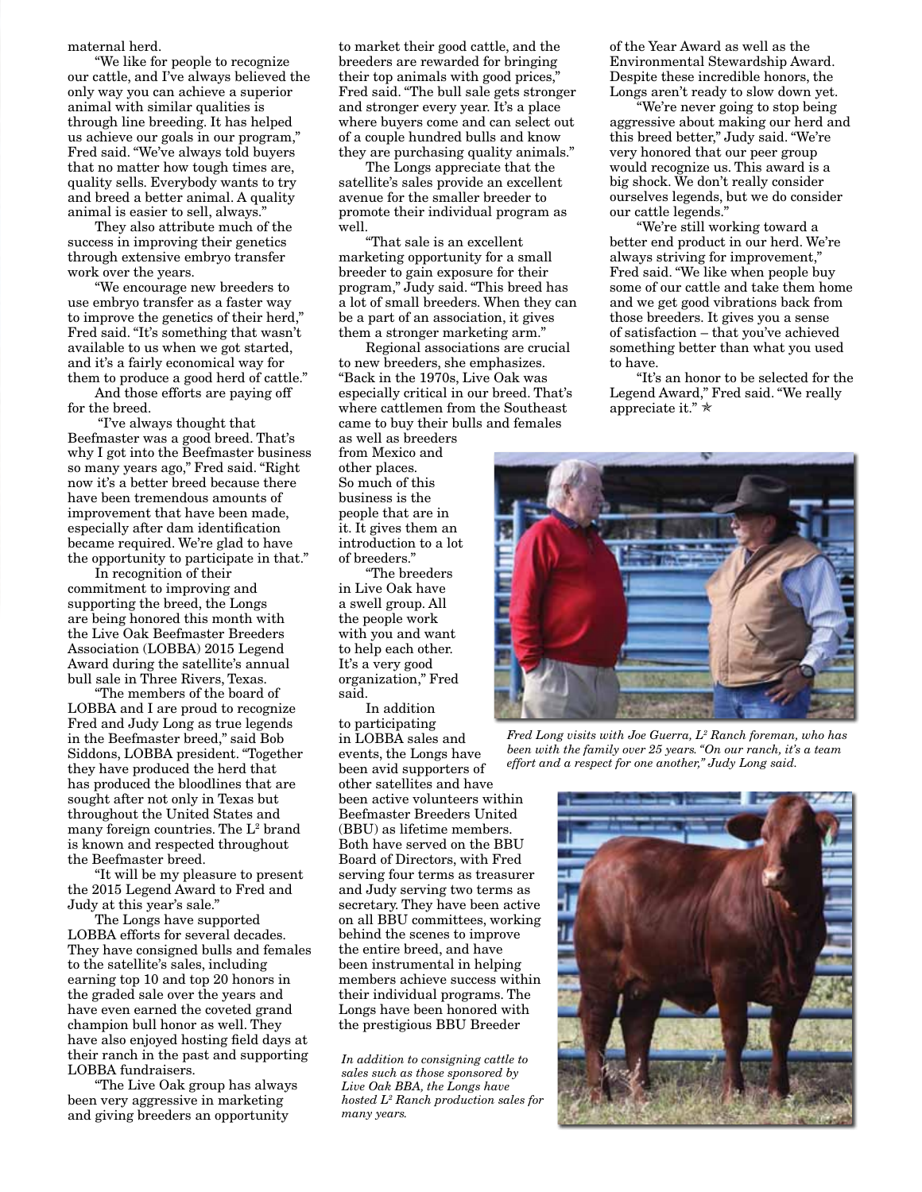maternal herd.

"We like for people to recognize our cattle, and I've always believed the only way you can achieve a superior animal with similar qualities is through line breeding. It has helped us achieve our goals in our program," Fred said. "We've always told buyers that no matter how tough times are, quality sells. Everybody wants to try and breed a better animal. A quality animal is easier to sell, always."

They also attribute much of the success in improving their genetics through extensive embryo transfer work over the years.

"We encourage new breeders to use embryo transfer as a faster way to improve the genetics of their herd," Fred said. "It's something that wasn't available to us when we got started, and it's a fairly economical way for them to produce a good herd of cattle."

And those efforts are paying off for the breed.

"I've always thought that Beefmaster was a good breed. That's why I got into the Beefmaster business so many years ago," Fred said. "Right now it's a better breed because there have been tremendous amounts of improvement that have been made, especially after dam identification became required. We're glad to have the opportunity to participate in that."

In recognition of their commitment to improving and supporting the breed, the Longs are being honored this month with the Live Oak Beefmaster Breeders Association (LOBBA) 2015 Legend Award during the satellite's annual bull sale in Three Rivers, Texas.

"The members of the board of LOBBA and I are proud to recognize Fred and Judy Long as true legends in the Beefmaster breed," said Bob Siddons, LOBBA president. "Together they have produced the herd that has produced the bloodlines that are sought after not only in Texas but throughout the United States and many foreign countries. The L² brand is known and respected throughout the Beefmaster breed.

"It will be my pleasure to present the 2015 Legend Award to Fred and Judy at this year's sale."

The Longs have supported LOBBA efforts for several decades. They have consigned bulls and females to the satellite's sales, including earning top 10 and top 20 honors in the graded sale over the years and have even earned the coveted grand champion bull honor as well. They have also enjoyed hosting field days at their ranch in the past and supporting LOBBA fundraisers.

"The Live Oak group has always been very aggressive in marketing and giving breeders an opportunity to market their good cattle, and the breeders are rewarded for bringing their top animals with good prices," Fred said. "The bull sale gets stronger and stronger every year. It's a place where buyers come and can select out of a couple hundred bulls and know they are purchasing quality animals."

The Longs appreciate that the satellite's sales provide an excellent avenue for the smaller breeder to promote their individual program as well.

"That sale is an excellent marketing opportunity for a small breeder to gain exposure for their program," Judy said. "This breed has a lot of small breeders. When they can be a part of an association, it gives them a stronger marketing arm."

Regional associations are crucial to new breeders, she emphasizes. "Back in the 1970s, Live Oak was especially critical in our breed. That's where cattlemen from the Southeast came to buy their bulls and females as well as breeders from Mexico and other places. So much of this business is the people that are in it. It gives them an introduction to a lot of breeders."

"The breeders in Live Oak have a swell group. All the people work with you and want to help each other. It's a very good organization," Fred said.

In addition to participating in LOBBA sales and events, the Longs have been avid supporters of other satellites and have been active volunteers within Beefmaster Breeders United (BBU) as lifetime members. Both have served on the BBU Board of Directors, with Fred serving four terms as treasurer and Judy serving two terms as secretary. They have been active on all BBU committees, working behind the scenes to improve the entire breed, and have been instrumental in helping members achieve success within their individual programs. The Longs have been honored with the prestigious BBU Breeder of the Year Award as well as the Environmental Stewardship Award. Despite these incredible honors, the Longs aren't ready to slow down yet.

"We're never going to stop being aggressive about making our herd and this breed better," Judy said. "We're very honored that our peer group would recognize us. This award is a big shock. We don't really consider ourselves legends, but we do consider our cattle legends."

"We're still working toward a better end product in our herd. We're always striving for improvement," Fred said. "We like when people buy some of our cattle and take them home and we get good vibrations back from those breeders. It gives you a sense of satisfaction – that you've achieved something better than what you used to have.

"It's an honor to be selected for the Legend Award," Fred said. "We really appreciate it." ✯

*Fred Long visits with Joe Guerra, L² Ranch foreman, who has been with the family over 25 years. "On our ranch, it's a team effort and a respect for one another," Judy Long said.*

*In addition to consigning cattle to sales such as those sponsored by Live Oak BBA, the Longs have hosted L² Ranch production sales for many years.*